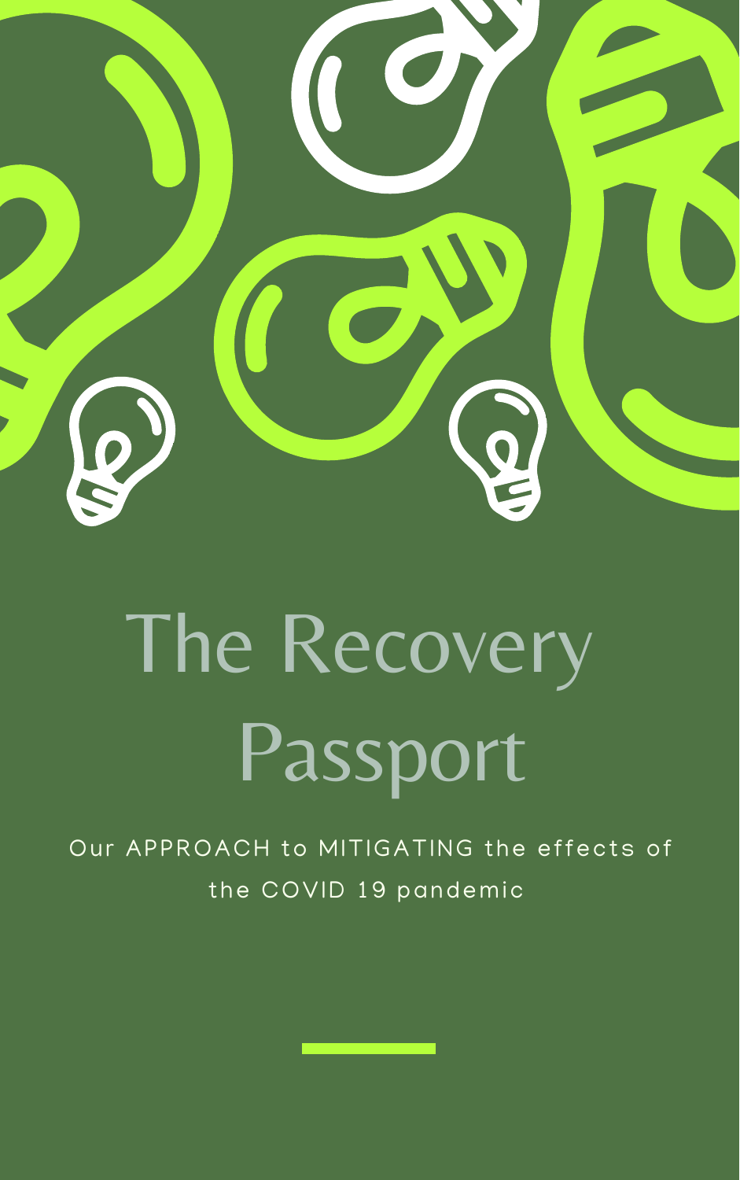# The Recovery Passport

Our APPROACH to MITIGATING the effects of the COVID 19 pandemic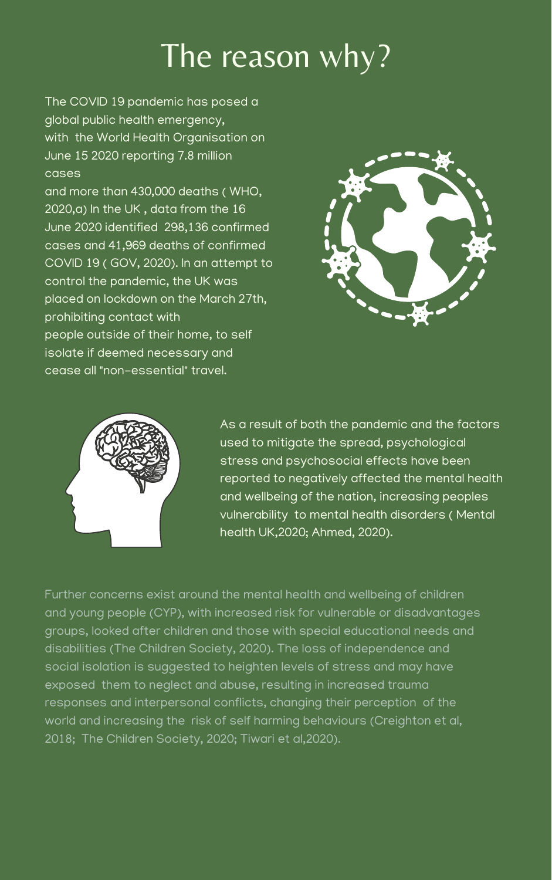# The reason why?

The COVID 19 pandemic has posed a global public health emergency, with the World Health Organisation on June 15 2020 reporting 7.8 million cases and more than 430,000 deaths ( WHO, 2020,a) In the UK , data from the 16 June 2020 identified 298,136 confirmed cases and 41,969 deaths of confirmed COVID 19 ( GOV, 2020). In an attempt to control the pandemic, the UK was placed on lockdown on the March 27th, prohibiting contact with people outside of their home, to self isolate if deemed necessary and cease all "non-essential" travel.

As a result of both the pandemic and the factors used to mitigate the spread, psychological stress and psychosocial effects have been reported to negatively affected the mental health and wellbeing of the nation, increasing peoples vulnerability to mental health disorders ( Mental health UK,2020; Ahmed, 2020).

Further concerns exist around the mental health and wellbeing of children and young people (CYP), with increased risk for vulnerable or disadvantages groups, looked after children and those with special educational needs and disabilities (The Children Society, 2020). The loss of independence and social isolation is suggested to heighten levels of stress and may have exposed them to neglect and abuse, resulting in increased trauma responses and interpersonal conflicts, changing their perception of the world and increasing the risk of self harming behaviours (Creighton et al, 2018; The Children Society, 2020; Tiwari et al,2020).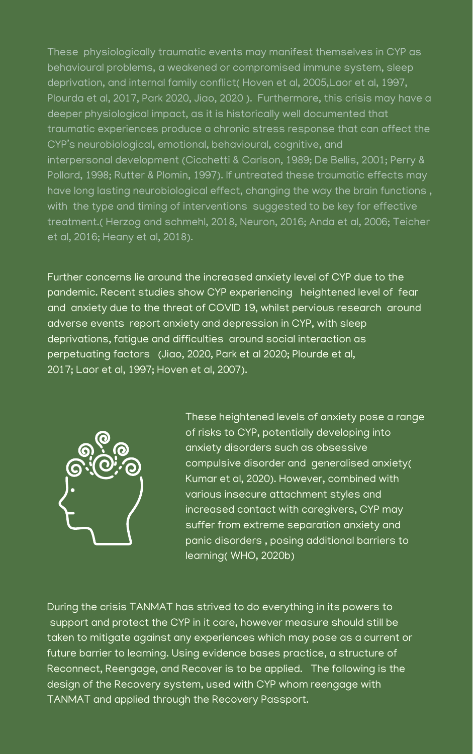These physiologically traumatic events may manifest themselves in CYP as behavioural problems, a weakened or compromised immune system, sleep deprivation, and internal family conflict( Hoven et al, 2005,Laor et al, 1997, Plourda et al, 2017, Park 2020, Jiao, 2020 ). Furthermore, this crisis may have a deeper physiological impact, as it is historically well documented that traumatic experiences produce a chronic stress response that can affect the CYP's neurobiological, emotional, behavioural, cognitive, and interpersonal development (Cicchetti & Carlson, 1989; De Bellis, 2001; Perry & Pollard, 1998; Rutter & Plomin, 1997). If untreated these traumatic effects may have long lasting neurobiological effect, changing the way the brain functions , with the type and timing of interventions suggested to be key for effective treatment.( Herzog and schmehl, 2018, Neuron, 2016; Anda et al, 2006; Teicher et al, 2016; Heany et al, 2018).

Further concerns lie around the increased anxiety level of CYP due to the pandemic. Recent studies show CYP experiencing heightened level of fear and anxiety due to the threat of COVID 19, whilst pervious research around adverse events report anxiety and depression in CYP, with sleep deprivations, fatigue and difficulties around social interaction as perpetuating factors (Jiao, 2020, Park et al 2020; Plourde et al, 2017; Laor et al, 1997; Hoven et al, 2007).

These heightened levels of anxiety pose a range of risks to CYP, potentially developing into anxiety disorders such as obsessive compulsive disorder and generalised anxiety( Kumar et al, 2020). However, combined with various insecure attachment styles and increased contact with caregivers, CYP may suffer from extreme separation anxiety and panic disorders , posing additional barriers to learning( WHO, 2020b)

During the crisis TANMAT has strived to do everything in its powers to support and protect the CYP in it care, however measure should still be taken to mitigate against any experiences which may pose as a current or future barrier to learning. Using evidence bases practice, a structure of Reconnect, Reengage, and Recover is to be applied. The following is the design of the Recovery system, used with CYP whom reengage with TANMAT and applied through the Recovery Passport.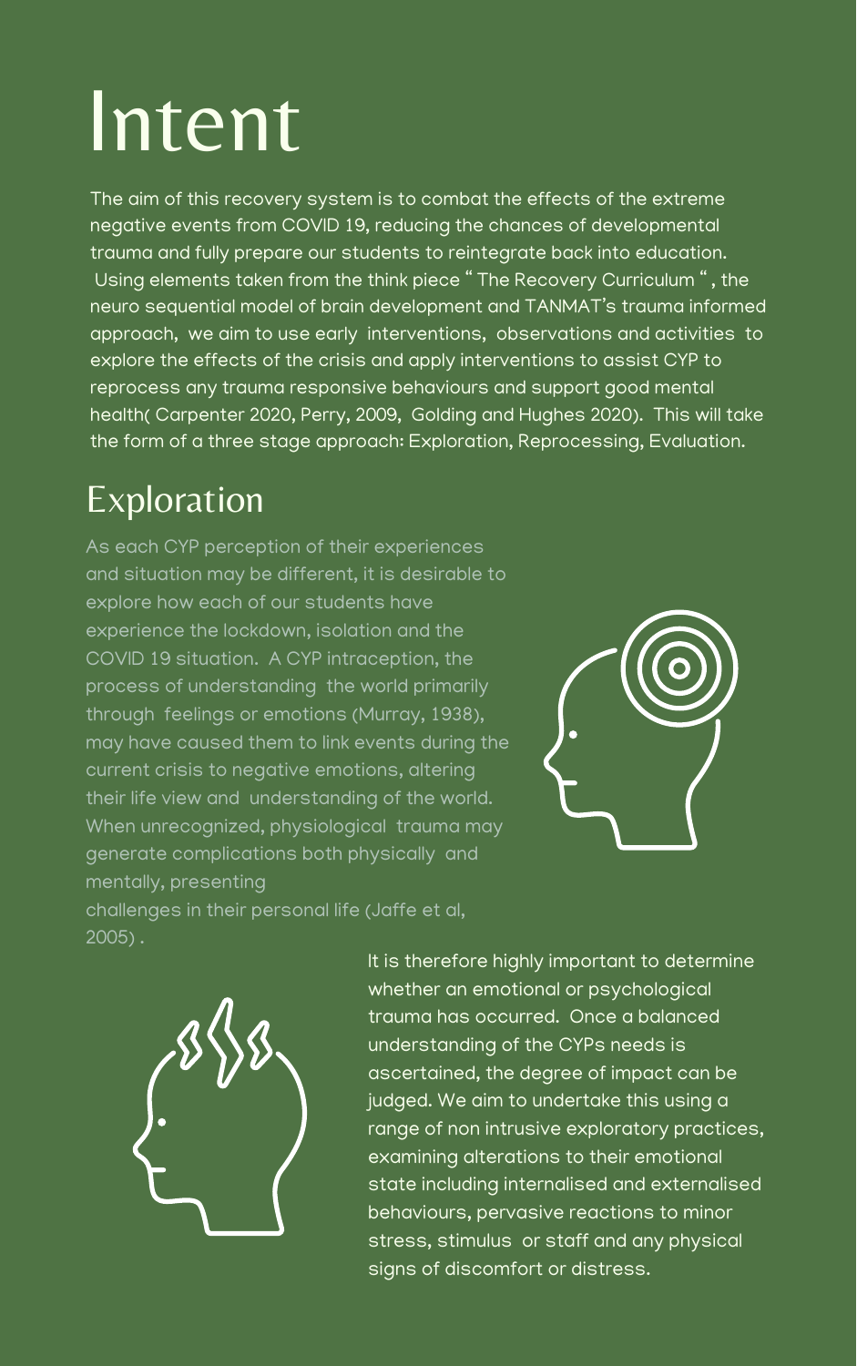# Intent

The aim of this recovery system is to combat the effects of the extreme negative events from COVID 19, reducing the chances of developmental trauma and fully prepare our students to reintegrate back into education. Using elements taken from the think piece " The Recovery Curriculum ", the neuro sequential model of brain development and TANMAT's trauma informed approach, we aim to use early interventions, observations and activities to explore the effects of the crisis and apply interventions to assist CYP to reprocess any trauma responsive behaviours and support good mental health( Carpenter 2020, Perry, 2009, Golding and Hughes 2020). This will take the form of a three stage approach: Exploration, Reprocessing, Evaluation.

## Exploration

As each CYP perception of their experiences and situation may be different, it is desirable to explore how each of our students have experience the lockdown, isolation and the COVID 19 situation. A CYP intraception, the process of understanding the world primarily through feelings or emotions (Murray, 1938), may have caused them to link events during the current crisis to negative emotions, altering their life view and understanding of the world. When unrecognized, physiological trauma may generate complications both physically and mentally, presenting challenges in their personal life (Jaffe et al, 2005) .

It is therefore highly important to determine whether an emotional or psychological trauma has occurred. Once a balanced understanding of the CYPs needs is ascertained, the degree of impact can be judged. We aim to undertake this using a range of non intrusive exploratory practices, examining alterations to their emotional state including internalised and externalised behaviours, pervasive reactions to minor stress, stimulus or staff and any physical signs of discomfort or distress.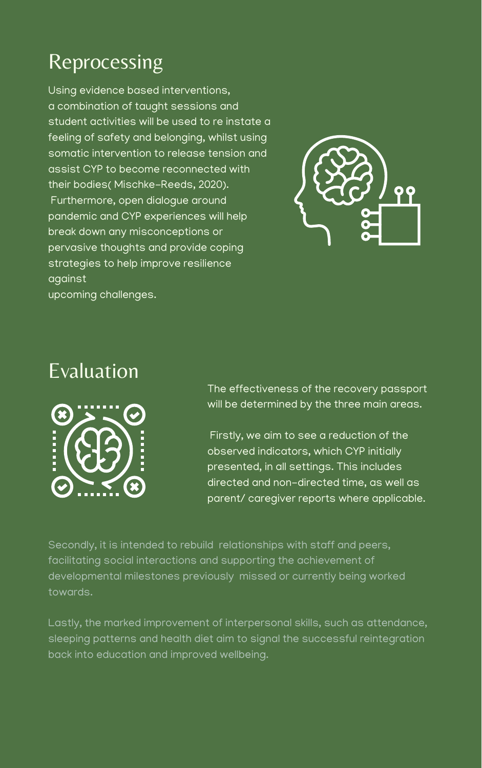## Reprocessing

Using evidence based interventions, a combination of taught sessions and student activities will be used to re instate a feeling of safety and belonging, whilst using somatic intervention to release tension and assist CYP to become reconnected with their bodies( Mischke-Reeds, 2020). Furthermore, open dialogue around pandemic and CYP experiences will help break down any misconceptions or pervasive thoughts and provide coping strategies to help improve resilience against upcoming challenges.

## Evaluation

The effectiveness of the recovery passport will be determined by the three main areas.

Firstly, we aim to see a reduction of the observed indicators, which CYP initially presented, in all settings. This includes directed and non-directed time, as well as parent/ caregiver reports where applicable.

Secondly, it is intended to rebuild relationships with staff and peers, facilitating social interactions and supporting the achievement of developmental milestones previously missed or currently being worked towards.

Lastly, the marked improvement of interpersonal skills, such as attendance, sleeping patterns and health diet aim to signal the successful reintegration back into education and improved wellbeing.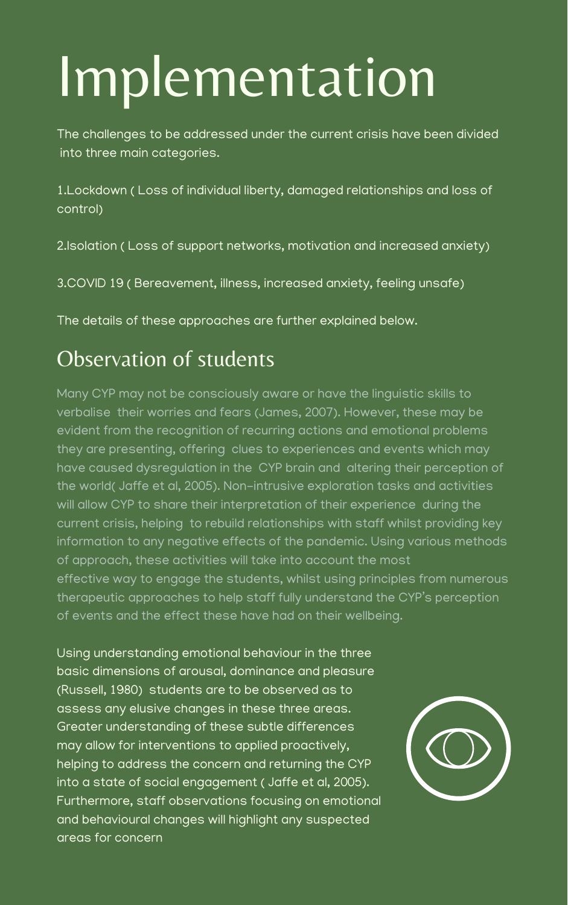# Implementation

The challenges to be addressed under the current crisis have been divided into three main categories.

1.Lockdown ( Loss of individual liberty, damaged relationships and loss of control)

2.Isolation ( Loss of support networks, motivation and increased anxiety)

3.COVID 19 ( Bereavement, illness, increased anxiety, feeling unsafe)

The details of these approaches are further explained below.

## Observation of students

Many CYP may not be consciously aware or have the linguistic skills to verbalise their worries and fears (James, 2007). However, these may be evident from the recognition of recurring actions and emotional problems they are presenting, offering clues to experiences and events which may have caused dysregulation in the CYP brain and altering their perception of the world( Jaffe et al, 2005). Non-intrusive exploration tasks and activities will allow CYP to share their interpretation of their experience during the current crisis, helping to rebuild relationships with staff whilst providing key information to any negative effects of the pandemic. Using various methods of approach, these activities will take into account the most effective way to engage the students, whilst using principles from numerous therapeutic approaches to help staff fully understand the CYP's perception of events and the effect these have had on their wellbeing.

Using understanding emotional behaviour in the three basic dimensions of arousal, dominance and pleasure (Russell, 1980) students are to be observed as to assess any elusive changes in these three areas. Greater understanding of these subtle differences may allow for interventions to applied proactively, helping to address the concern and returning the CYP into a state of social engagement ( Jaffe et al, 2005). Furthermore, staff observations focusing on emotional and behavioural changes will highlight any suspected areas for concern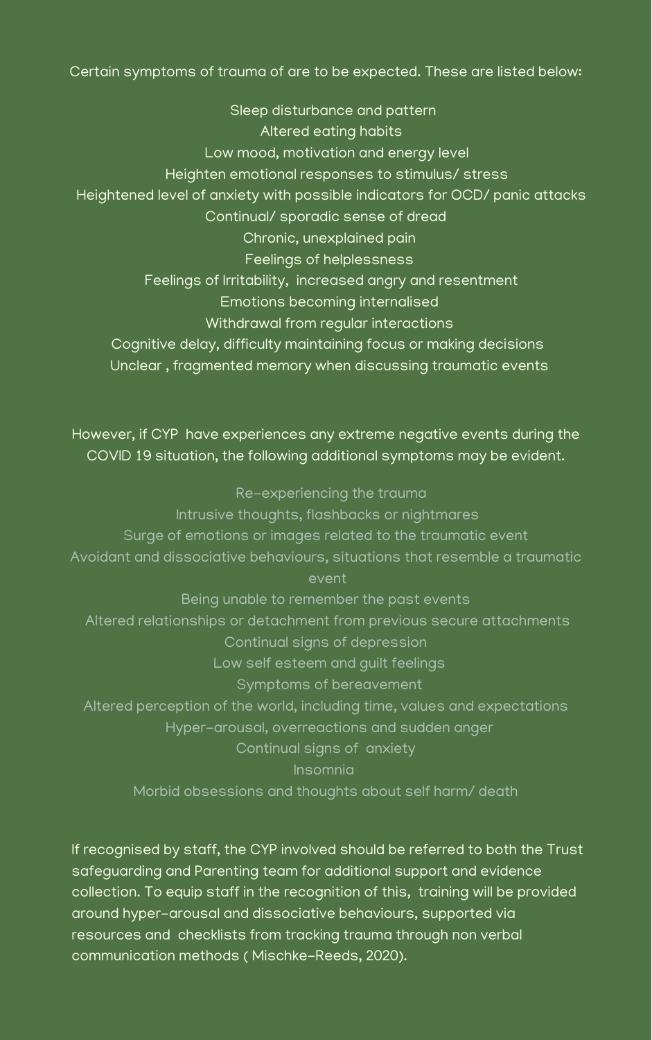Certain symptoms of trauma of are to be expected. These are listed below:

Sleep disturbance and pattern
Altered eating habits
Low mood, motivation and energy level
Heighten emotional responses to stimulus/ stress
Heightened level of anxiety with possible indicators for OCD/ panic attacks
Continual/ sporadic sense of dread
Chronic, unexplained pain
Feelings of helplessness
Feelings of Irritability, increased angry and resentment
Emotions becoming internalised
Withdrawal from regular interactions
Cognitive delay, difficulty maintaining focus or making decisions
Unclear , fragmented memory when discussing traumatic events

However, if CYP have experiences any extreme negative events during the COVID 19 situation, the following additional symptoms may be evident.

Re-experiencing the trauma
Intrusive thoughts, flashbacks or nightmares
Surge of emotions or images related to the traumatic event
Avoidant and dissociative behaviours, situations that resemble a traumatic event
Being unable to remember the past events
Altered relationships or detachment from previous secure attachments
Continual signs of depression
Low self esteem and guilt feelings
Symptoms of bereavement
Altered perception of the world, including time, values and expectations
Hyper-arousal, overreactions and sudden anger
Continual signs of anxiety
Insomnia
Morbid obsessions and thoughts about self harm/ death

If recognised by staff, the CYP involved should be referred to both the Trust safeguarding and Parenting team for additional support and evidence collection. To equip staff in the recognition of this, training will be provided around hyper-arousal and dissociative behaviours, supported via resources and checklists from tracking trauma through non verbal communication methods ( Mischke-Reeds, 2020).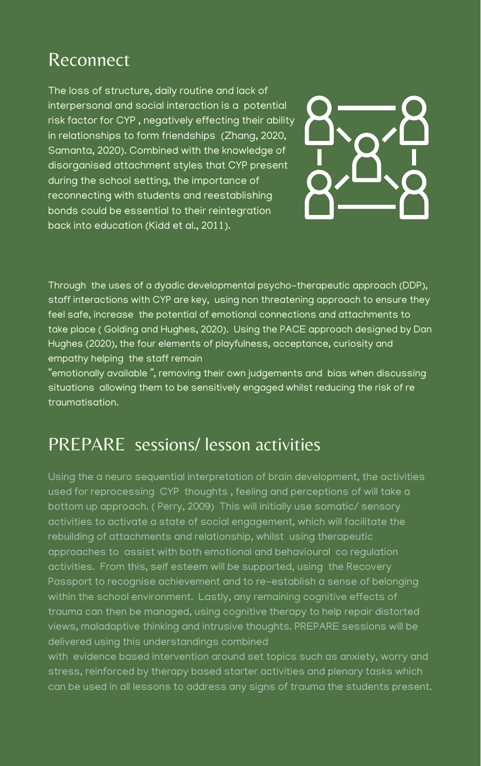## Reconnect

The loss of structure, daily routine and lack of interpersonal and social interaction is a potential risk factor for CYP , negatively effecting their ability in relationships to form friendships (Zhang, 2020, Samanta, 2020). Combined with the knowledge of disorganised attachment styles that CYP present during the school setting, the importance of reconnecting with students and reestablishing bonds could be essential to their reintegration back into education (Kidd et al., 2011).

Through the uses of a dyadic developmental psycho-therapeutic approach (DDP), staff interactions with CYP are key, using non threatening approach to ensure they feel safe, increase the potential of emotional connections and attachments to take place ( Golding and Hughes, 2020). Using the PACE approach designed by Dan Hughes (2020), the four elements of playfulness, acceptance, curiosity and empathy helping the staff remain "emotionally available ", removing their own judgements and bias when discussing situations allowing them to be sensitively engaged whilst reducing the risk of re traumatisation.

## PREPARE sessions/ lesson activities

Using the a neuro sequential interpretation of brain development, the activities used for reprocessing CYP thoughts , feeling and perceptions of will take a bottom up approach. ( Perry, 2009) This will initially use somatic/ sensory activities to activate a state of social engagement, which will facilitate the rebuilding of attachments and relationship, whilst using therapeutic approaches to assist with both emotional and behavioural co regulation activities. From this, self esteem will be supported, using the Recovery Passport to recognise achievement and to re-establish a sense of belonging within the school environment. Lastly, any remaining cognitive effects of trauma can then be managed, using cognitive therapy to help repair distorted views, maladaptive thinking and intrusive thoughts. PREPARE sessions will be delivered using this understandings combined with evidence based intervention around set topics such as anxiety, worry and stress, reinforced by therapy based starter activities and plenary tasks which can be used in all lessons to address any signs of trauma the students present.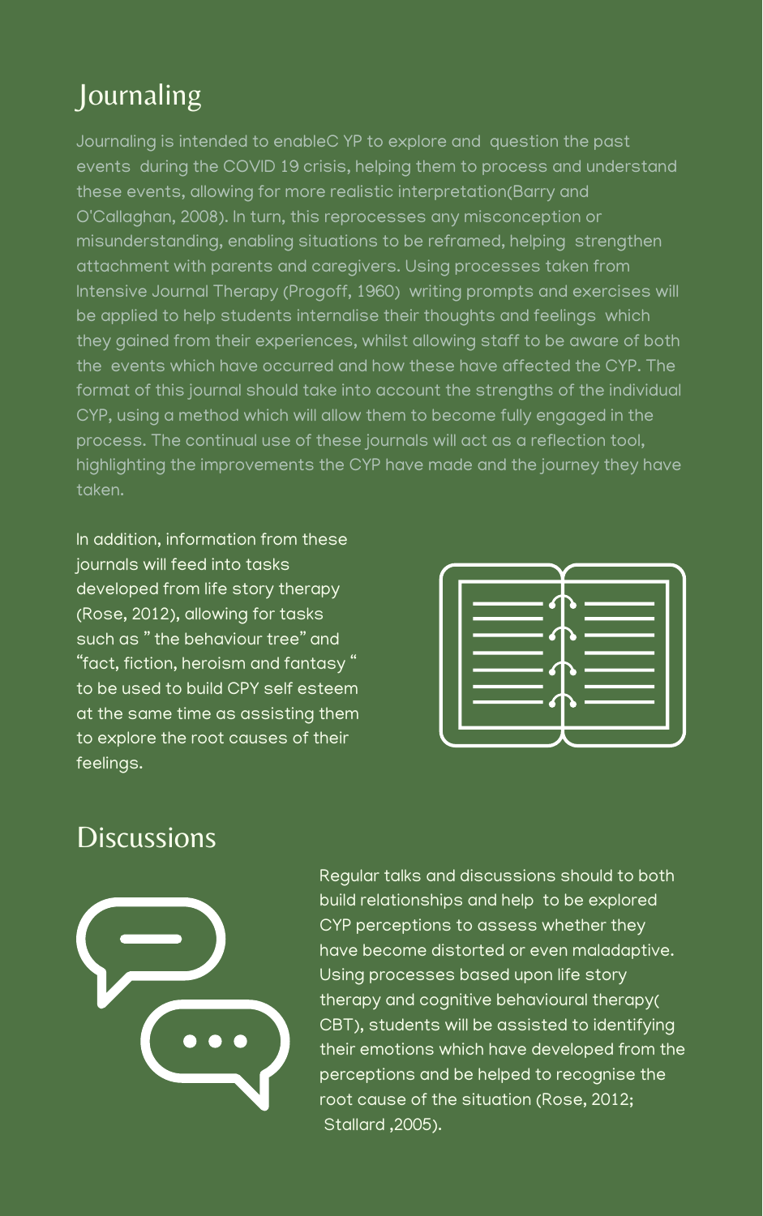## Journaling

Journaling is intended to enableC YP to explore and question the past events during the COVID 19 crisis, helping them to process and understand these events, allowing for more realistic interpretation(Barry and O'Callaghan, 2008). In turn, this reprocesses any misconception or misunderstanding, enabling situations to be reframed, helping strengthen attachment with parents and caregivers. Using processes taken from Intensive Journal Therapy (Progoff, 1960) writing prompts and exercises will be applied to help students internalise their thoughts and feelings which they gained from their experiences, whilst allowing staff to be aware of both the events which have occurred and how these have affected the CYP. The format of this journal should take into account the strengths of the individual CYP, using a method which will allow them to become fully engaged in the process. The continual use of these journals will act as a reflection tool, highlighting the improvements the CYP have made and the journey they have taken.

In addition, information from these journals will feed into tasks developed from life story therapy (Rose, 2012), allowing for tasks such as " the behaviour tree" and "fact, fiction, heroism and fantasy " to be used to build CPY self esteem at the same time as assisting them to explore the root causes of their feelings.

## Discussions

Regular talks and discussions should to both build relationships and help to be explored CYP perceptions to assess whether they have become distorted or even maladaptive. Using processes based upon life story therapy and cognitive behavioural therapy( CBT), students will be assisted to identifying their emotions which have developed from the perceptions and be helped to recognise the root cause of the situation (Rose, 2012; Stallard ,2005).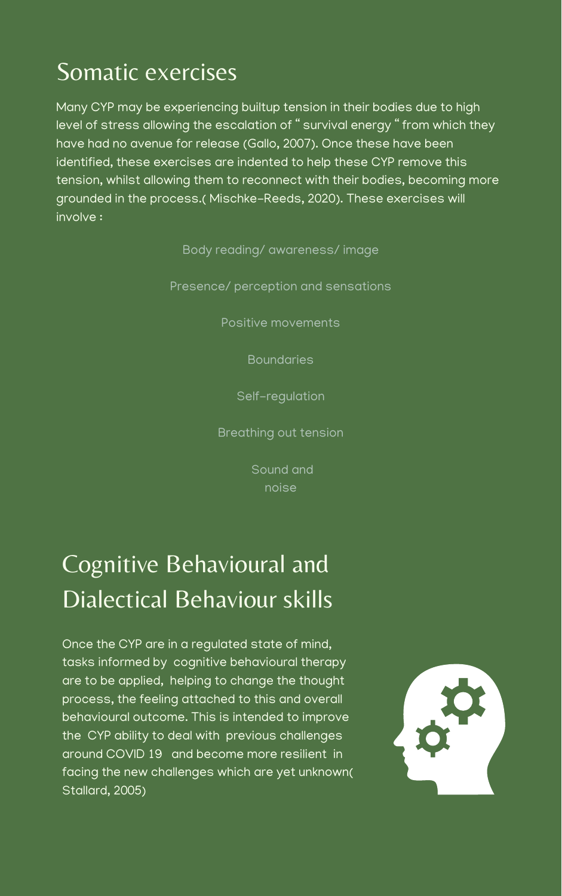## Somatic exercises

Many CYP may be experiencing builtup tension in their bodies due to high level of stress allowing the escalation of " survival energy " from which they have had no avenue for release (Gallo, 2007). Once these have been identified, these exercises are indented to help these CYP remove this tension, whilst allowing them to reconnect with their bodies, becoming more grounded in the process.( Mischke-Reeds, 2020). These exercises will involve :

Body reading/ awareness/ image

Presence/ perception and sensations

Positive movements

Boundaries

Self-regulation

Breathing out tension

Sound and noise

## Cognitive Behavioural and Dialectical Behaviour skills

Once the CYP are in a regulated state of mind, tasks informed by cognitive behavioural therapy are to be applied, helping to change the thought process, the feeling attached to this and overall behavioural outcome. This is intended to improve the CYP ability to deal with previous challenges around COVID 19 and become more resilient in facing the new challenges which are yet unknown( Stallard, 2005)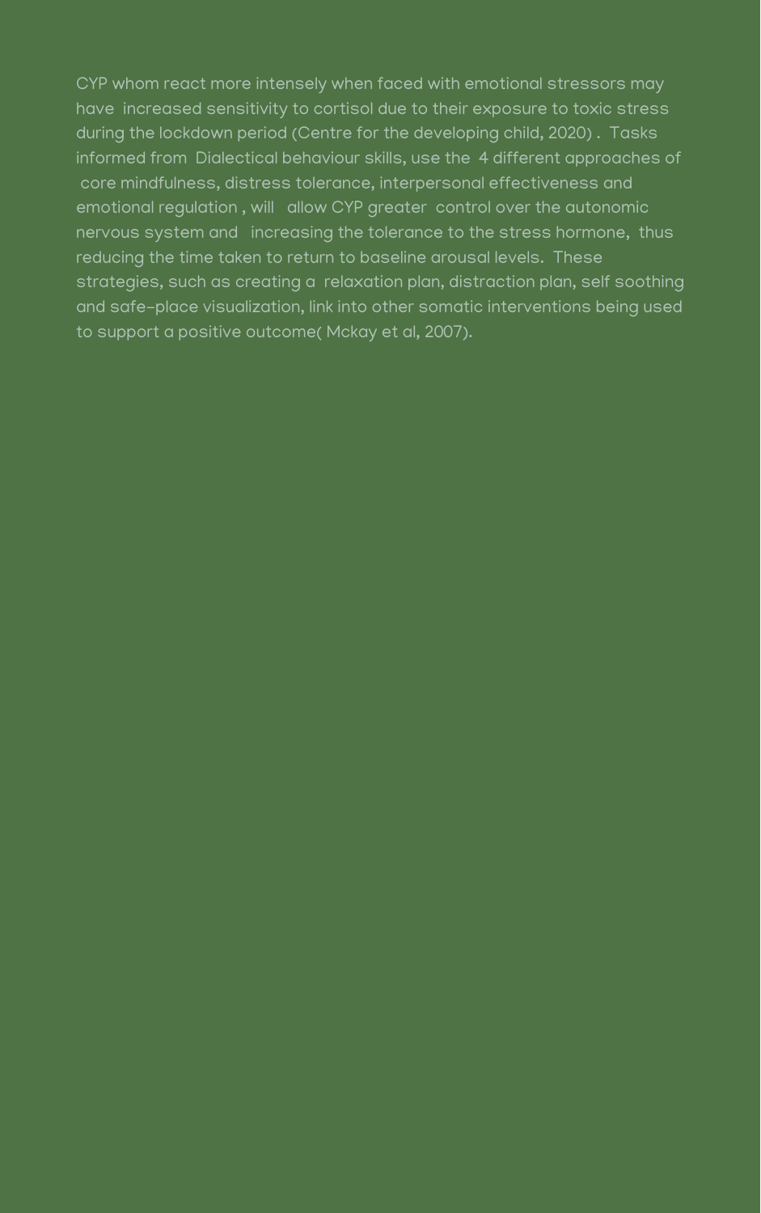CYP whom react more intensely when faced with emotional stressors may have increased sensitivity to cortisol due to their exposure to toxic stress during the lockdown period (Centre for the developing child, 2020) . Tasks informed from Dialectical behaviour skills, use the 4 different approaches of core mindfulness, distress tolerance, interpersonal effectiveness and emotional regulation , will allow CYP greater control over the autonomic nervous system and increasing the tolerance to the stress hormone, thus reducing the time taken to return to baseline arousal levels. These strategies, such as creating a relaxation plan, distraction plan, self soothing and safe-place visualization, link into other somatic interventions being used to support a positive outcome( Mckay et al, 2007).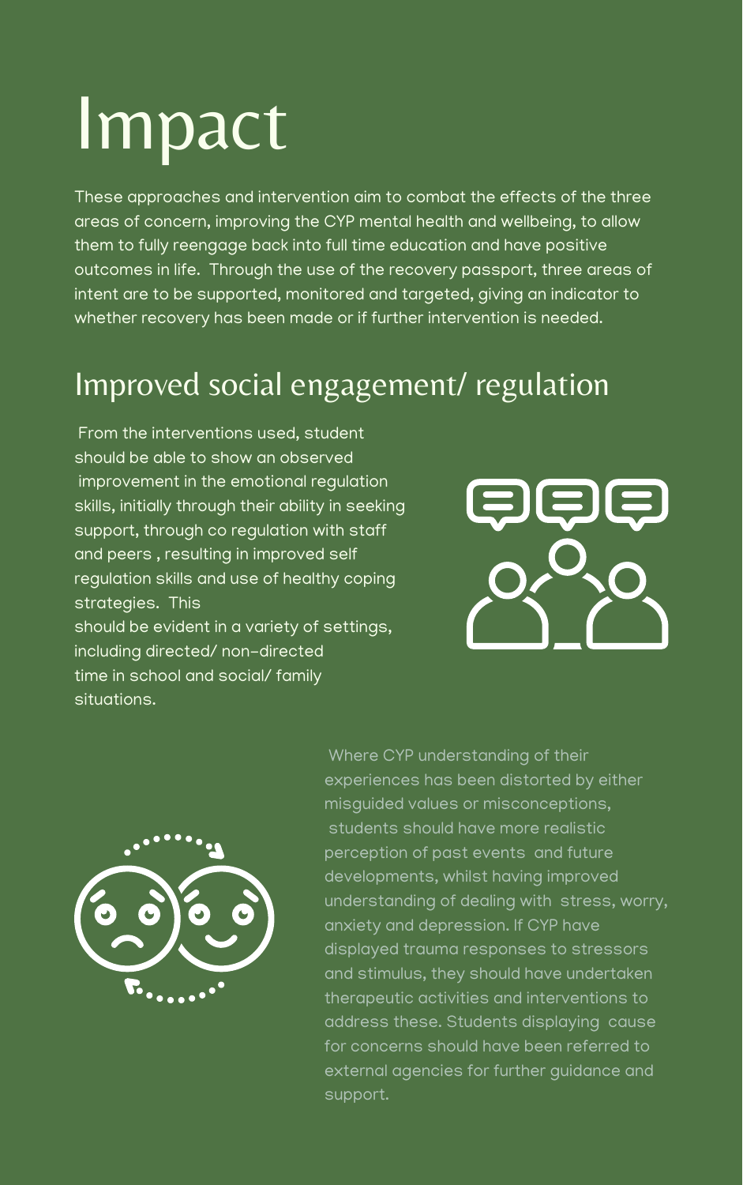# Impact

These approaches and intervention aim to combat the effects of the three areas of concern, improving the CYP mental health and wellbeing, to allow them to fully reengage back into full time education and have positive outcomes in life. Through the use of the recovery passport, three areas of intent are to be supported, monitored and targeted, giving an indicator to whether recovery has been made or if further intervention is needed.

## Improved social engagement/ regulation

From the interventions used, student should be able to show an observed improvement in the emotional regulation skills, initially through their ability in seeking support, through co regulation with staff and peers , resulting in improved self regulation skills and use of healthy coping strategies. This should be evident in a variety of settings, including directed/ non-directed time in school and social/ family situations.

Where CYP understanding of their experiences has been distorted by either misguided values or misconceptions, students should have more realistic perception of past events and future developments, whilst having improved understanding of dealing with stress, worry, anxiety and depression. If CYP have displayed trauma responses to stressors and stimulus, they should have undertaken therapeutic activities and interventions to address these. Students displaying cause for concerns should have been referred to external agencies for further guidance and support.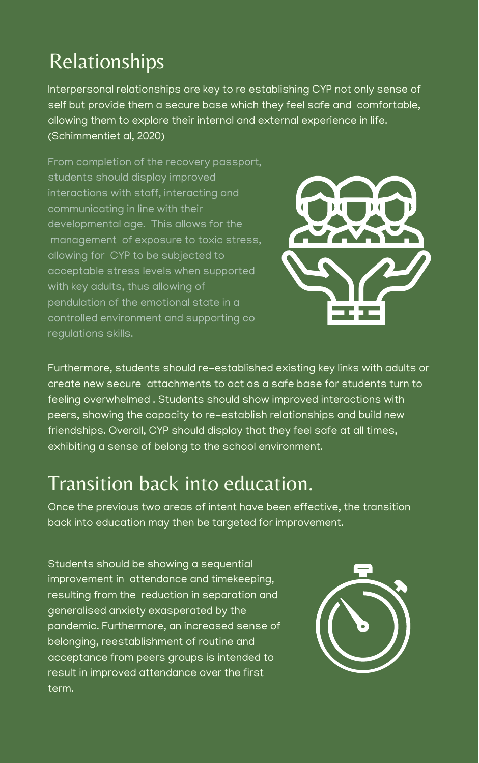## Relationships

Interpersonal relationships are key to re establishing CYP not only sense of self but provide them a secure base which they feel safe and comfortable, allowing them to explore their internal and external experience in life. (Schimmentiet al, 2020)

From completion of the recovery passport, students should display improved interactions with staff, interacting and communicating in line with their developmental age. This allows for the management of exposure to toxic stress, allowing for CYP to be subjected to acceptable stress levels when supported with key adults, thus allowing of pendulation of the emotional state in a controlled environment and supporting co regulations skills.

Furthermore, students should re-established existing key links with adults or create new secure attachments to act as a safe base for students turn to feeling overwhelmed . Students should show improved interactions with peers, showing the capacity to re-establish relationships and build new friendships. Overall, CYP should display that they feel safe at all times, exhibiting a sense of belong to the school environment.

## Transition back into education.

Once the previous two areas of intent have been effective, the transition back into education may then be targeted for improvement.

Students should be showing a sequential improvement in attendance and timekeeping, resulting from the reduction in separation and generalised anxiety exasperated by the pandemic. Furthermore, an increased sense of belonging, reestablishment of routine and acceptance from peers groups is intended to result in improved attendance over the first term.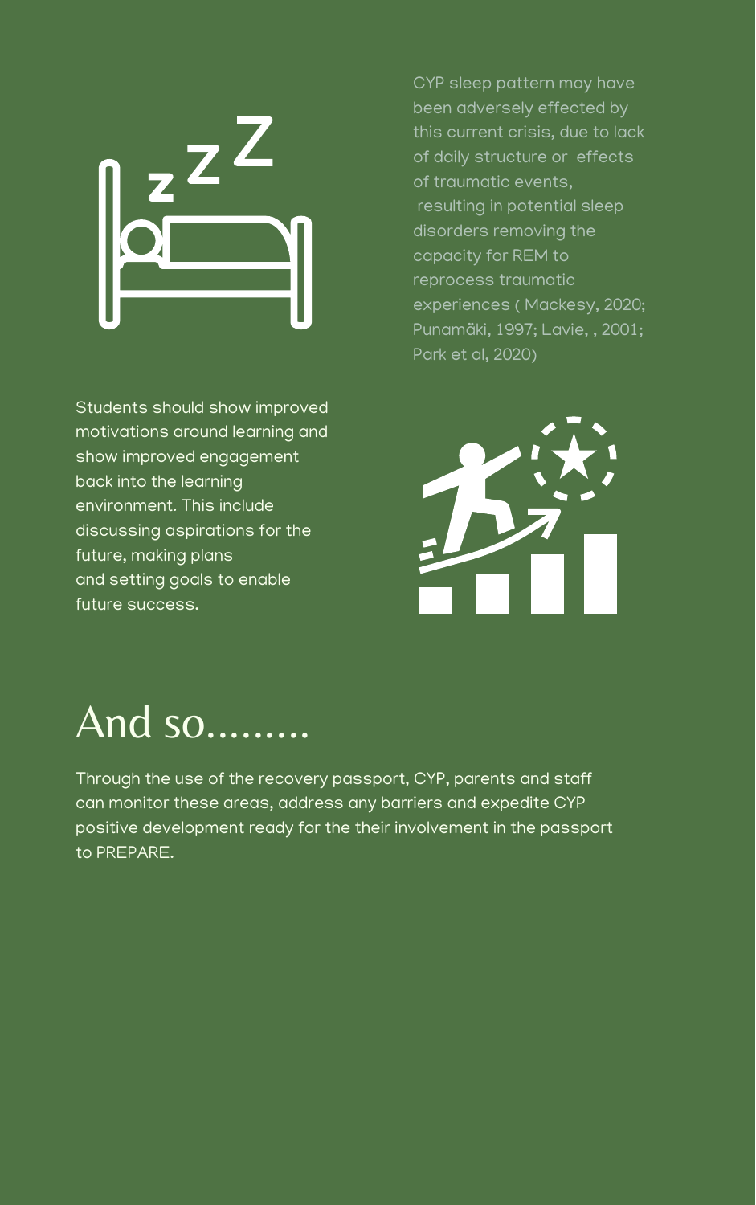CYP sleep pattern may have been adversely effected by this current crisis, due to lack of daily structure or effects of traumatic events, resulting in potential sleep disorders removing the capacity for REM to reprocess traumatic experiences ( Mackesy, 2020; Punamäki, 1997; Lavie, , 2001; Park et al, 2020)

Students should show improved motivations around learning and show improved engagement back into the learning environment. This include discussing aspirations for the future, making plans and setting goals to enable future success.

# And so.........

Through the use of the recovery passport, CYP, parents and staff can monitor these areas, address any barriers and expedite CYP positive development ready for the their involvement in the passport to PREPARE.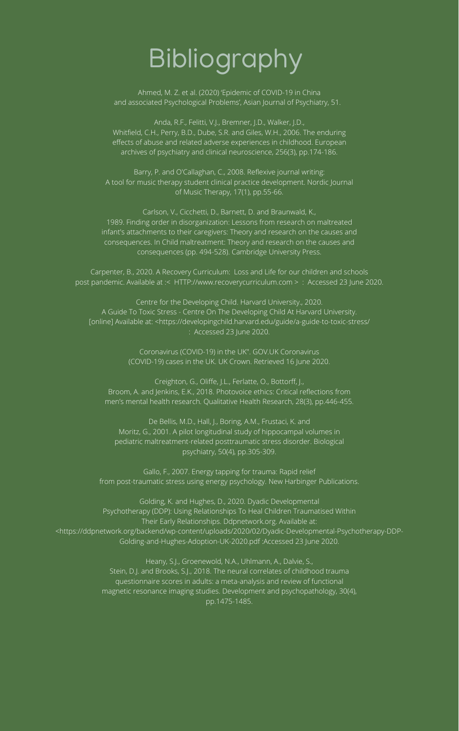# Bibliography

Ahmed, M. Z. et al. (2020) 'Epidemic of COVID-19 in China and associated Psychological Problems', Asian Journal of Psychiatry, 51.

Anda, R.F., Felitti, V.J., Bremner, J.D., Walker, J.D., Whitfield, C.H., Perry, B.D., Dube, S.R. and Giles, W.H., 2006. The enduring effects of abuse and related adverse experiences in childhood. European archives of psychiatry and clinical neuroscience, 256(3), pp.174-186.

Barry, P. and O'Callaghan, C., 2008. Reflexive journal writing: A tool for music therapy student clinical practice development. Nordic Journal of Music Therapy, 17(1), pp.55-66.

Carlson, V., Cicchetti, D., Barnett, D. and Braunwald, K., 1989. Finding order in disorganization: Lessons from research on maltreated infant's attachments to their caregivers: Theory and research on the causes and consequences. In Child maltreatment: Theory and research on the causes and consequences (pp. 494-528). Cambridge University Press.

Carpenter, B., 2020. A Recovery Curriculum: Loss and Life for our children and schools post pandemic. Available at :< HTTP://www.recoverycurriculum.com > : Accessed 23 June 2020.

Centre for the Developing Child. Harvard University., 2020. A Guide To Toxic Stress - Centre On The Developing Child At Harvard University. [online] Available at: <https://developingchild.harvard.edu/guide/a-guide-to-toxic-stress/ : Accessed 23 June 2020.

Coronavirus (COVID-19) in the UK". GOV.UK Coronavirus (COVID-19) cases in the UK. UK Crown. Retrieved 16 June 2020.

Creighton, G., Oliffe, J.L., Ferlatte, O., Bottorff, J., Broom, A. and Jenkins, E.K., 2018. Photovoice ethics: Critical reflections from men's mental health research. Qualitative Health Research, 28(3), pp.446-455.

De Bellis, M.D., Hall, J., Boring, A.M., Frustaci, K. and Moritz, G., 2001. A pilot longitudinal study of hippocampal volumes in pediatric maltreatment-related posttraumatic stress disorder. Biological psychiatry, 50(4), pp.305-309.

Gallo, F., 2007. Energy tapping for trauma: Rapid relief from post-traumatic stress using energy psychology. New Harbinger Publications.

Golding, K. and Hughes, D., 2020. Dyadic Developmental Psychotherapy (DDP): Using Relationships To Heal Children Traumatised Within Their Early Relationships. Ddpnetwork.org. Available at: <https://ddpnetwork.org/backend/wp-content/uploads/2020/02/Dyadic-Developmental-Psychotherapy-DDP-Golding-and-Hughes-Adoption-UK-2020.pdf :Accessed 23 June 2020.

Heany, S.J., Groenewold, N.A., Uhlmann, A., Dalvie, S., Stein, D.J. and Brooks, S.J., 2018. The neural correlates of childhood trauma questionnaire scores in adults: a meta-analysis and review of functional magnetic resonance imaging studies. Development and psychopathology, 30(4), pp.1475-1485.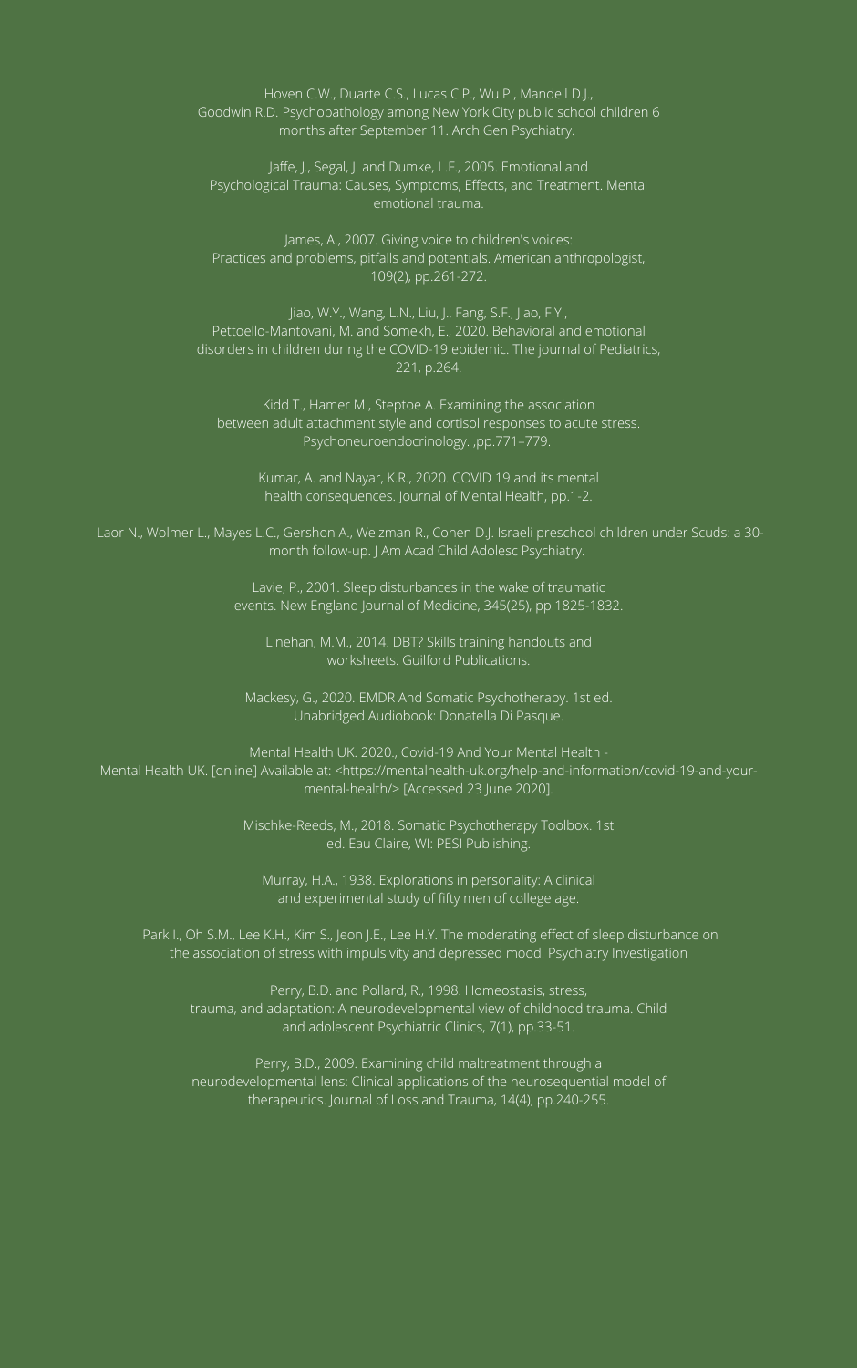Hoven C.W., Duarte C.S., Lucas C.P., Wu P., Mandell D.J., Goodwin R.D. Psychopathology among New York City public school children 6 months after September 11. Arch Gen Psychiatry.

Jaffe, J., Segal, J. and Dumke, L.F., 2005. Emotional and Psychological Trauma: Causes, Symptoms, Effects, and Treatment. Mental emotional trauma.

James, A., 2007. Giving voice to children's voices: Practices and problems, pitfalls and potentials. American anthropologist, 109(2), pp.261-272.

Jiao, W.Y., Wang, L.N., Liu, J., Fang, S.F., Jiao, F.Y., Pettoello-Mantovani, M. and Somekh, E., 2020. Behavioral and emotional disorders in children during the COVID-19 epidemic. The journal of Pediatrics, 221, p.264.

Kidd T., Hamer M., Steptoe A. Examining the association between adult attachment style and cortisol responses to acute stress. Psychoneuroendocrinology. ,pp.771–779.

Kumar, A. and Nayar, K.R., 2020. COVID 19 and its mental health consequences. Journal of Mental Health, pp.1-2.

Laor N., Wolmer L., Mayes L.C., Gershon A., Weizman R., Cohen D.J. Israeli preschool children under Scuds: a 30-month follow-up. J Am Acad Child Adolesc Psychiatry.

Lavie, P., 2001. Sleep disturbances in the wake of traumatic events. New England Journal of Medicine, 345(25), pp.1825-1832.

Linehan, M.M., 2014. DBT? Skills training handouts and worksheets. Guilford Publications.

Mackesy, G., 2020. EMDR And Somatic Psychotherapy. 1st ed. Unabridged Audiobook: Donatella Di Pasque.

Mental Health UK. 2020., Covid-19 And Your Mental Health - Mental Health UK. [online] Available at: <https://mentalhealth-uk.org/help-and-information/covid-19-and-your-mental-health/> [Accessed 23 June 2020].

Mischke-Reeds, M., 2018. Somatic Psychotherapy Toolbox. 1st ed. Eau Claire, WI: PESI Publishing.

Murray, H.A., 1938. Explorations in personality: A clinical and experimental study of fifty men of college age.

Park I., Oh S.M., Lee K.H., Kim S., Jeon J.E., Lee H.Y. The moderating effect of sleep disturbance on the association of stress with impulsivity and depressed mood. Psychiatry Investigation

Perry, B.D. and Pollard, R., 1998. Homeostasis, stress, trauma, and adaptation: A neurodevelopmental view of childhood trauma. Child and adolescent Psychiatric Clinics, 7(1), pp.33-51.

Perry, B.D., 2009. Examining child maltreatment through a neurodevelopmental lens: Clinical applications of the neurosequential model of therapeutics. Journal of Loss and Trauma, 14(4), pp.240-255.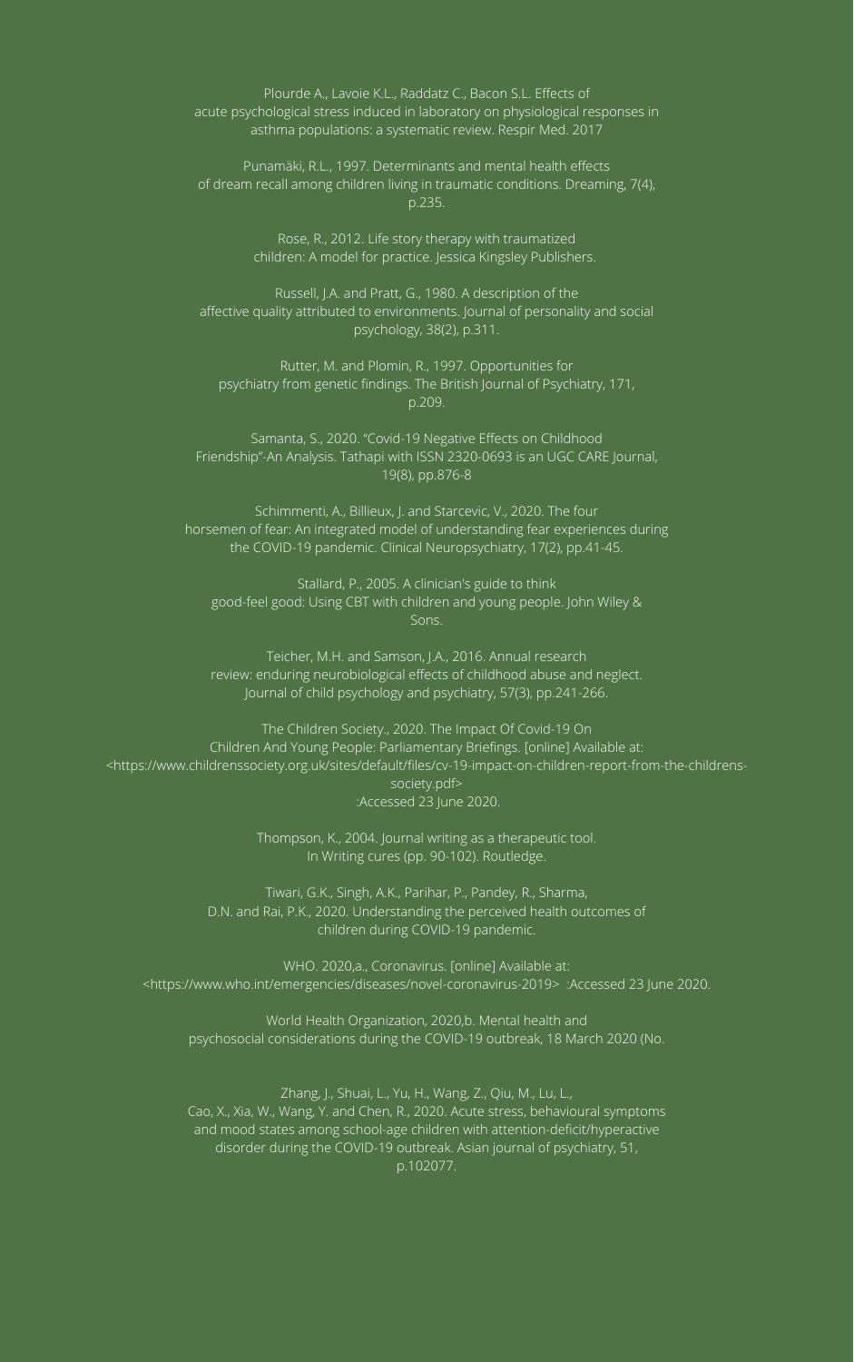Plourde A., Lavoie K.L., Raddatz C., Bacon S.L. Effects of acute psychological stress induced in laboratory on physiological responses in asthma populations: a systematic review. Respir Med. 2017

Punamäki, R.L., 1997. Determinants and mental health effects of dream recall among children living in traumatic conditions. Dreaming, 7(4), p.235.

Rose, R., 2012. Life story therapy with traumatized children: A model for practice. Jessica Kingsley Publishers.

Russell, J.A. and Pratt, G., 1980. A description of the affective quality attributed to environments. Journal of personality and social psychology, 38(2), p.311.

Rutter, M. and Plomin, R., 1997. Opportunities for psychiatry from genetic findings. The British Journal of Psychiatry, 171, p.209.

Samanta, S., 2020. "Covid-19 Negative Effects on Childhood Friendship"-An Analysis. Tathapi with ISSN 2320-0693 is an UGC CARE Journal, 19(8), pp.876-8

Schimmenti, A., Billieux, J. and Starcevic, V., 2020. The four horsemen of fear: An integrated model of understanding fear experiences during the COVID-19 pandemic. Clinical Neuropsychiatry, 17(2), pp.41-45.

Stallard, P., 2005. A clinician's guide to think good-feel good: Using CBT with children and young people. John Wiley & Sons.

Teicher, M.H. and Samson, J.A., 2016. Annual research review: enduring neurobiological effects of childhood abuse and neglect. Journal of child psychology and psychiatry, 57(3), pp.241-266.

The Children Society., 2020. The Impact Of Covid-19 On Children And Young People: Parliamentary Briefings. [online] Available at: <https://www.childrenssociety.org.uk/sites/default/files/cv-19-impact-on-children-report-from-the-childrens-society.pdf> :Accessed 23 June 2020.

Thompson, K., 2004. Journal writing as a therapeutic tool. In Writing cures (pp. 90-102). Routledge.

Tiwari, G.K., Singh, A.K., Parihar, P., Pandey, R., Sharma, D.N. and Rai, P.K., 2020. Understanding the perceived health outcomes of children during COVID-19 pandemic.

WHO. 2020,a., Coronavirus. [online] Available at: <https://www.who.int/emergencies/diseases/novel-coronavirus-2019> :Accessed 23 June 2020.

World Health Organization, 2020,b. Mental health and psychosocial considerations during the COVID-19 outbreak, 18 March 2020 (No.

Zhang, J., Shuai, L., Yu, H., Wang, Z., Qiu, M., Lu, L., Cao, X., Xia, W., Wang, Y. and Chen, R., 2020. Acute stress, behavioural symptoms and mood states among school-age children with attention-deficit/hyperactive disorder during the COVID-19 outbreak. Asian journal of psychiatry, 51, p.102077.